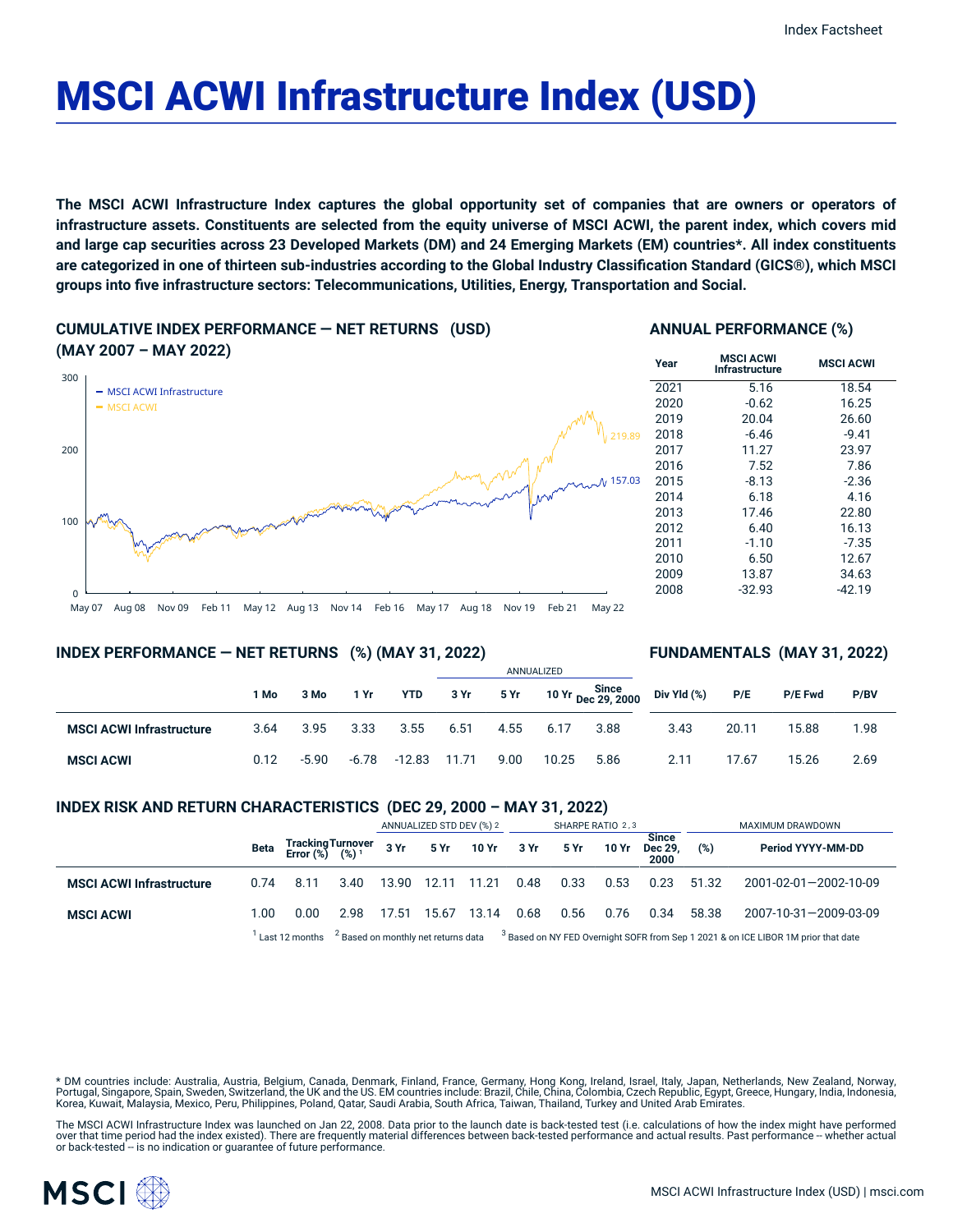# MSCI ACWI Infrastructure Index (USD)

**The MSCI ACWI Infrastructure Index captures the global opportunity set of companies that are owners or operators of infrastructure assets. Constituents are selected from the equity universe of MSCI ACWI, the parent index, which covers mid and large cap securities across 23 Developed Markets (DM) and 24 Emerging Markets (EM) countries*. All index constituents are categorized in one of thirteen sub-industries according to the Global Industry Classification Standard (GICS®), which MSCI groups into five infrastructure sectors: Telecommunications, Utilities, Energy, Transportation and Social.**

## CUMULATIVE INDEX PERFORMANCE — NET RETURNS (USD) (MAY 2007 – MAY 2022)

- MSCI ACWI Infrastructure: 157.03
- MSCI ACWI: 219.89

## ANNUAL PERFORMANCE (%)

| Year | MSCI ACWI Infrastructure | MSCI ACWI |
|---|---|---|
| 2021 | 5.16 | 18.54 |
| 2020 | -0.62 | 16.25 |
| 2019 | 20.04 | 26.60 |
| 2018 | -6.46 | -9.41 |
| 2017 | 11.27 | 23.97 |
| 2016 | 7.52 | 7.86 |
| 2015 | -8.13 | -2.36 |
| 2014 | 6.18 | 4.16 |
| 2013 | 17.46 | 22.80 |
| 2012 | 6.40 | 16.13 |
| 2011 | -1.10 | -7.35 |
| 2010 | 6.50 | 12.67 |
| 2009 | 13.87 | 34.63 |
| 2008 | -32.93 | -42.19 |

## INDEX PERFORMANCE — NET RETURNS (%) (MAY 31, 2022)

| | | | | | ANNUALIZED | | | |
|---|---|---|---|---|---|---|---|---|
| | 1 Mo | 3 Mo | 1 Yr | YTD | 3 Yr | 5 Yr | 10 Yr | Since Dec 29, 2000 |
| **MSCI ACWI Infrastructure** | 3.64 | 3.95 | 3.33 | 3.55 | 6.51 | 4.55 | 6.17 | 3.88 |
| **MSCI ACWI** | 0.12 | -5.90 | -6.78 | -12.83 | 11.71 | 9.00 | 10.25 | 5.86 |

## FUNDAMENTALS (MAY 31, 2022)

| | Div Yld (%) | P/E | P/E Fwd | P/BV |
|---|---|---|---|---|
| **MSCI ACWI Infrastructure** | 3.43 | 20.11 | 15.88 | 1.98 |
| **MSCI ACWI** | 2.11 | 17.67 | 15.26 | 2.69 |

## INDEX RISK AND RETURN CHARACTERISTICS (DEC 29, 2000 – MAY 31, 2022)

| | | | | ANNUALIZED STD DEV (%) [2] | | | SHARPE RATIO [2,3] | | | | MAXIMUM DRAWDOWN | |
|---|---|---|---|---|---|---|---|---|---|---|---|---|
| | Beta | Tracking Error (%) | Turnover (%) [1] | 3 Yr | 5 Yr | 10 Yr | 3 Yr | 5 Yr | 10 Yr | Since Dec 29, 2000 | (%) | Period YYYY-MM-DD |
| **MSCI ACWI Infrastructure** | 0.74 | 8.11 | 3.40 | 13.90 | 12.11 | 11.21 | 0.48 | 0.33 | 0.53 | 0.23 | 51.32 | 2001-02-01—2002-10-09 |
| **MSCI ACWI** | 1.00 | 0.00 | 2.98 | 17.51 | 15.67 | 13.14 | 0.68 | 0.56 | 0.76 | 0.34 | 58.38 | 2007-10-31—2009-03-09 |

[1] Last 12 months [2] Based on monthly net returns data [3] Based on NY FED Overnight SOFR from Sep 1 2021 & on ICE LIBOR 1M prior that date

* DM countries include: Australia, Austria, Belgium, Canada, Denmark, Finland, France, Germany, Hong Kong, Ireland, Israel, Italy, Japan, Netherlands, New Zealand, Norway, Portugal, Singapore, Spain, Sweden, Switzerland, the UK and the US. EM countries include: Brazil, Chile, China, Colombia, Czech Republic, Egypt, Greece, Hungary, India, Indonesia, Korea, Kuwait, Malaysia, Mexico, Peru, Philippines, Poland, Qatar, Saudi Arabia, South Africa, Taiwan, Thailand, Turkey and United Arab Emirates.

The MSCI ACWI Infrastructure Index was launched on Jan 22, 2008. Data prior to the launch date is back-tested test (i.e. calculations of how the index might have performed over that time period had the index existed). There are frequently material differences between back-tested performance and actual results. Past performance -- whether actual or back-tested -- is no indication or guarantee of future performance.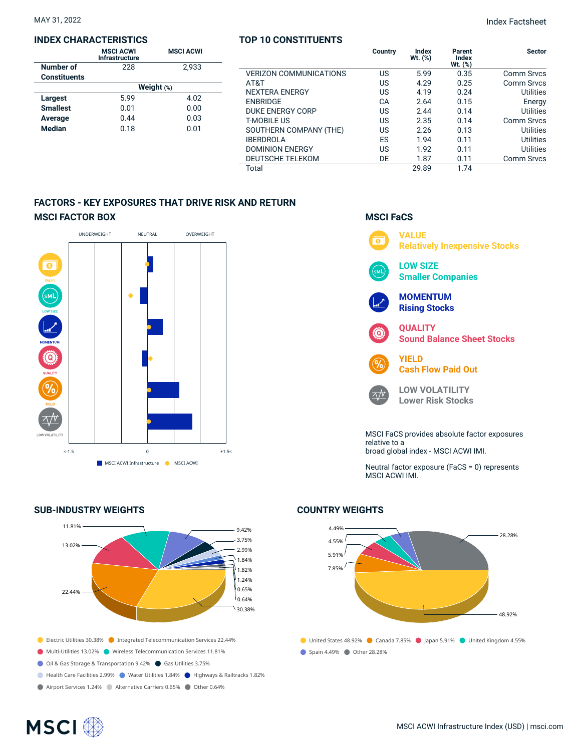MAY 31, 2022

Index Factsheet

## INDEX CHARACTERISTICS

| | MSCI ACWI Infrastructure | MSCI ACWI |
|---|---|---|
| Number of Constituents | 228 | 2,933 |
| | Weight (%) | |
| Largest | 5.99 | 4.02 |
| Smallest | 0.01 | 0.00 |
| Average | 0.44 | 0.03 |
| Median | 0.18 | 0.01 |

## TOP 10 CONSTITUENTS

| | Country | Index Wt. (%) | Parent Index Wt. (%) | Sector |
|---|---|---|---|---|
| VERIZON COMMUNICATIONS | US | 5.99 | 0.35 | Comm Srvcs |
| AT&T | US | 4.29 | 0.25 | Comm Srvcs |
| NEXTERA ENERGY | US | 4.19 | 0.24 | Utilities |
| ENBRIDGE | CA | 2.64 | 0.15 | Energy |
| DUKE ENERGY CORP | US | 2.44 | 0.14 | Utilities |
| T-MOBILE US | US | 2.35 | 0.14 | Comm Srvcs |
| SOUTHERN COMPANY (THE) | US | 2.26 | 0.13 | Utilities |
| IBERDROLA | ES | 1.94 | 0.11 | Utilities |
| DOMINION ENERGY | US | 1.92 | 0.11 | Utilities |
| DEUTSCHE TELEKOM | DE | 1.87 | 0.11 | Comm Srvcs |
| Total | | 29.89 | 1.74 | |

## FACTORS - KEY EXPOSURES THAT DRIVE RISK AND RETURN

### MSCI FACTOR BOX

UNDERWEIGHT | NEUTRAL | OVERWEIGHT

VALUE, LOW SIZE, MOMENTUM, QUALITY, YIELD, LOW VOLATILITY

<-1.5 | 0 | +1.5<

MSCI ACWI Infrastructure | MSCI ACWI

### MSCI FaCS

**VALUE** Relatively Inexpensive Stocks

**LOW SIZE** Smaller Companies

**MOMENTUM** Rising Stocks

**QUALITY** Sound Balance Sheet Stocks

**YIELD** Cash Flow Paid Out

**LOW VOLATILITY** Lower Risk Stocks

MSCI FaCS provides absolute factor exposures relative to a broad global index - MSCI ACWI IMI.

Neutral factor exposure (FaCS = 0) represents MSCI ACWI IMI.

## SUB-INDUSTRY WEIGHTS

- Electric Utilities 30.38%
- Integrated Telecommunication Services 22.44%
- Multi-Utilities 13.02%
- Wireless Telecommunication Services 11.81%
- Oil & Gas Storage & Transportation 9.42%
- Gas Utilities 3.75%
- Health Care Facilities 2.99%
- Water Utilities 1.84%
- Highways & Railtracks 1.82%
- Airport Services 1.24%
- Alternative Carriers 0.65%
- Other 0.64%

## COUNTRY WEIGHTS

- United States 48.92%
- Canada 7.85%
- Japan 5.91%
- United Kingdom 4.55%
- Spain 4.49%
- Other 28.28%

MSCI ACWI Infrastructure Index (USD) | msci.com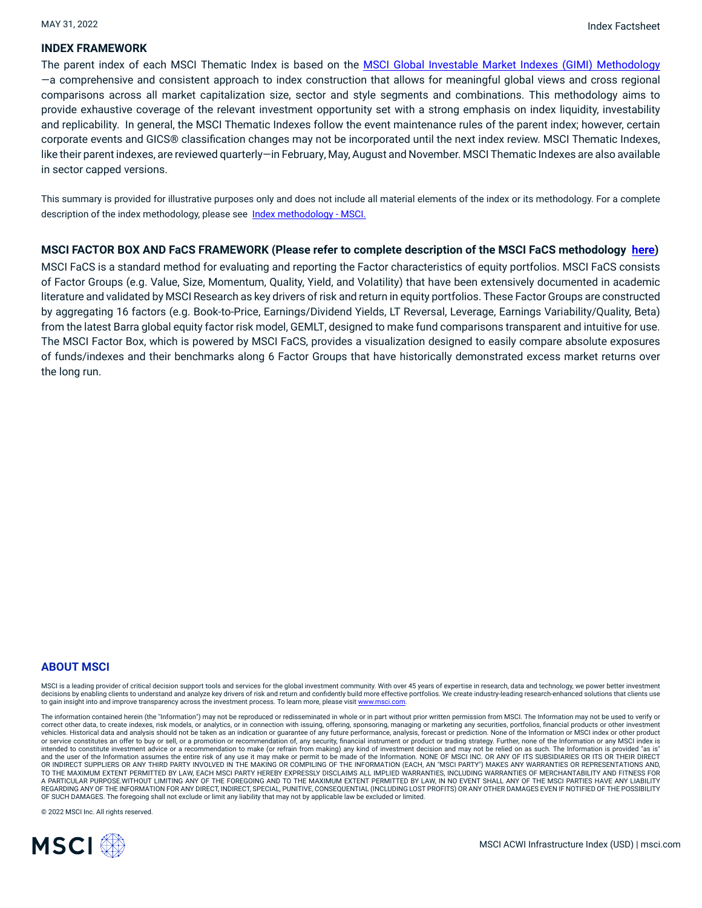## INDEX FRAMEWORK

The parent index of each MSCI Thematic Index is based on the [MSCI Global Investable Market Indexes (GIMI) Methodology](#)—a comprehensive and consistent approach to index construction that allows for meaningful global views and cross regional comparisons across all market capitalization size, sector and style segments and combinations. This methodology aims to provide exhaustive coverage of the relevant investment opportunity set with a strong emphasis on index liquidity, investability and replicability. In general, the MSCI Thematic Indexes follow the event maintenance rules of the parent index; however, certain corporate events and GICS® classification changes may not be incorporated until the next index review. MSCI Thematic Indexes, like their parent indexes, are reviewed quarterly—in February, May, August and November. MSCI Thematic Indexes are also available in sector capped versions.

This summary is provided for illustrative purposes only and does not include all material elements of the index or its methodology. For a complete description of the index methodology, please see [Index methodology - MSCI.](#)

## MSCI FACTOR BOX AND FaCS FRAMEWORK (Please refer to complete description of the MSCI FaCS methodology [here](#))

MSCI FaCS is a standard method for evaluating and reporting the Factor characteristics of equity portfolios. MSCI FaCS consists of Factor Groups (e.g. Value, Size, Momentum, Quality, Yield, and Volatility) that have been extensively documented in academic literature and validated by MSCI Research as key drivers of risk and return in equity portfolios. These Factor Groups are constructed by aggregating 16 factors (e.g. Book-to-Price, Earnings/Dividend Yields, LT Reversal, Leverage, Earnings Variability/Quality, Beta) from the latest Barra global equity factor risk model, GEMLT, designed to make fund comparisons transparent and intuitive for use. The MSCI Factor Box, which is powered by MSCI FaCS, provides a visualization designed to easily compare absolute exposures of funds/indexes and their benchmarks along 6 Factor Groups that have historically demonstrated excess market returns over the long run.

## ABOUT MSCI

MSCI is a leading provider of critical decision support tools and services for the global investment community. With over 45 years of expertise in research, data and technology, we power better investment decisions by enabling clients to understand and analyze key drivers of risk and return and confidently build more effective portfolios. We create industry-leading research-enhanced solutions that clients use to gain insight into and improve transparency across the investment process. To learn more, please visit [www.msci.com](#).

The information contained herein (the "Information") may not be reproduced or redisseminated in whole or in part without prior written permission from MSCI. The Information may not be used to verify or correct other data, to create indexes, risk models, or analytics, or in connection with issuing, offering, sponsoring, managing or marketing any securities, portfolios, financial products or other investment vehicles. Historical data and analysis should not be taken as an indication or guarantee of any future performance, analysis, forecast or prediction. None of the Information or MSCI index or other product or service constitutes an offer to buy or sell, or a promotion or recommendation of, any security, financial instrument or product or trading strategy. Further, none of the Information or any MSCI index is intended to constitute investment advice or a recommendation to make (or refrain from making) any kind of investment decision and may not be relied on as such. The Information is provided "as is" and the user of the Information assumes the entire risk of any use it may make or permit to be made of the Information. NONE OF MSCI INC. OR ANY OF ITS SUBSIDIARIES OR ITS OR THEIR DIRECT OR INDIRECT SUPPLIERS OR ANY THIRD PARTY INVOLVED IN THE MAKING OR COMPILING OF THE INFORMATION (EACH, AN "MSCI PARTY") MAKES ANY WARRANTIES OR REPRESENTATIONS AND, TO THE MAXIMUM EXTENT PERMITTED BY LAW, EACH MSCI PARTY HEREBY EXPRESSLY DISCLAIMS ALL IMPLIED WARRANTIES, INCLUDING WARRANTIES OF MERCHANTABILITY AND FITNESS FOR A PARTICULAR PURPOSE.WITHOUT LIMITING ANY OF THE FOREGOING AND TO THE MAXIMUM EXTENT PERMITTED BY LAW, IN NO EVENT SHALL ANY OF THE MSCI PARTIES HAVE ANY LIABILITY REGARDING ANY OF THE INFORMATION FOR ANY DIRECT, INDIRECT, SPECIAL, PUNITIVE, CONSEQUENTIAL (INCLUDING LOST PROFITS) OR ANY OTHER DAMAGES EVEN IF NOTIFIED OF THE POSSIBILITY OF SUCH DAMAGES. The foregoing shall not exclude or limit any liability that may not by applicable law be excluded or limited.

© 2022 MSCI Inc. All rights reserved.